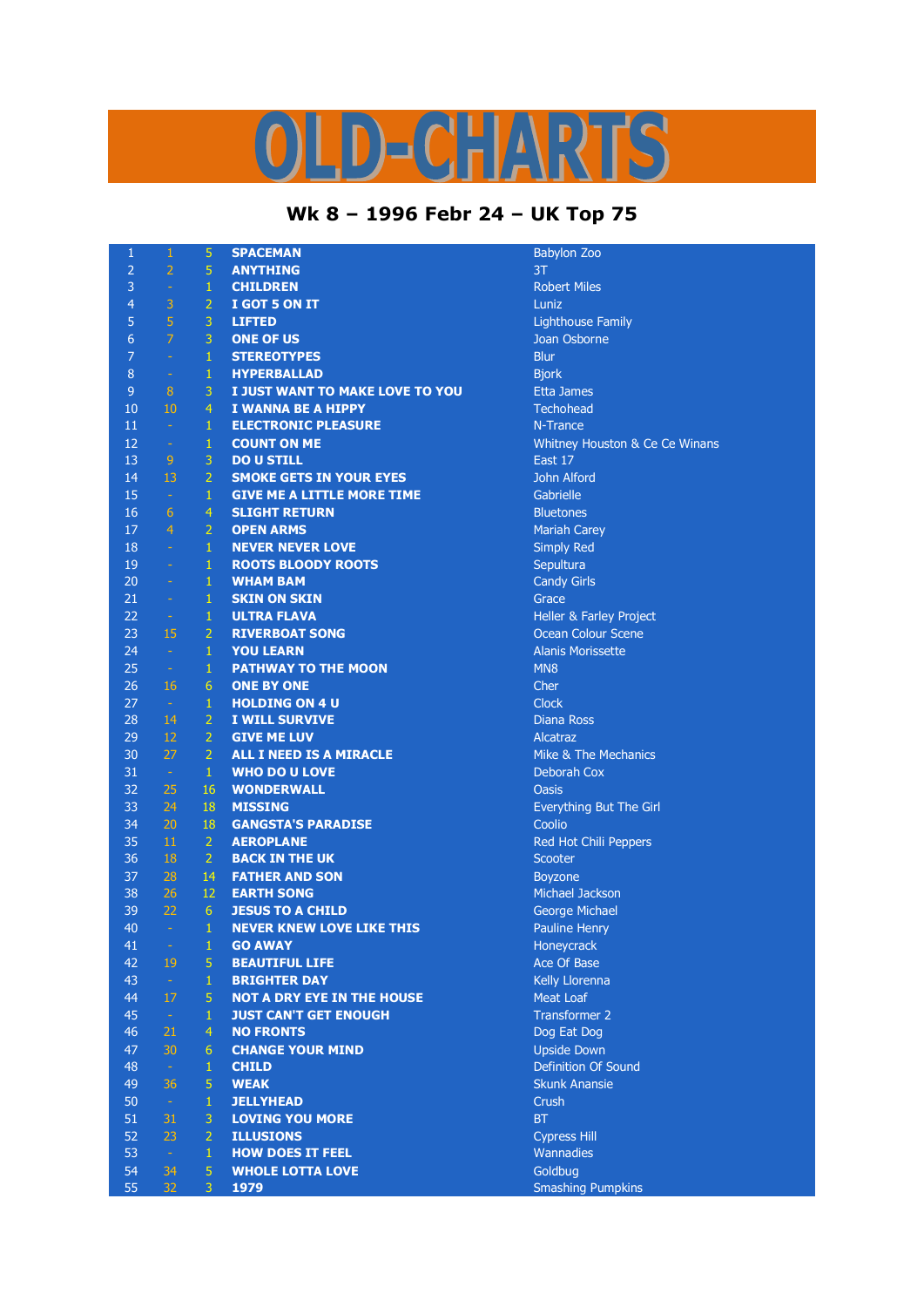# OLD-CHARTS

## Wk 8 – 1996 Febr 24 – UK Top 75

| | | | | |
|---|---|---|---|---|
| 1 | 1 | 5 | **SPACEMAN** | Babylon Zoo |
| 2 | 2 | 5 | **ANYTHING** | 3T |
| 3 | - | 1 | **CHILDREN** | Robert Miles |
| 4 | 3 | 2 | **I GOT 5 ON IT** | Luniz |
| 5 | 5 | 3 | **LIFTED** | Lighthouse Family |
| 6 | 7 | 3 | **ONE OF US** | Joan Osborne |
| 7 | - | 1 | **STEREOTYPES** | Blur |
| 8 | - | 1 | **HYPERBALLAD** | Bjork |
| 9 | 8 | 3 | **I JUST WANT TO MAKE LOVE TO YOU** | Etta James |
| 10 | 10 | 4 | **I WANNA BE A HIPPY** | Techohead |
| 11 | - | 1 | **ELECTRONIC PLEASURE** | N-Trance |
| 12 | - | 1 | **COUNT ON ME** | Whitney Houston & Ce Ce Winans |
| 13 | 9 | 3 | **DO U STILL** | East 17 |
| 14 | 13 | 2 | **SMOKE GETS IN YOUR EYES** | John Alford |
| 15 | - | 1 | **GIVE ME A LITTLE MORE TIME** | Gabrielle |
| 16 | 6 | 4 | **SLIGHT RETURN** | Bluetones |
| 17 | 4 | 2 | **OPEN ARMS** | Mariah Carey |
| 18 | - | 1 | **NEVER NEVER LOVE** | Simply Red |
| 19 | - | 1 | **ROOTS BLOODY ROOTS** | Sepultura |
| 20 | - | 1 | **WHAM BAM** | Candy Girls |
| 21 | - | 1 | **SKIN ON SKIN** | Grace |
| 22 | - | 1 | **ULTRA FLAVA** | Heller & Farley Project |
| 23 | 15 | 2 | **RIVERBOAT SONG** | Ocean Colour Scene |
| 24 | - | 1 | **YOU LEARN** | Alanis Morissette |
| 25 | - | 1 | **PATHWAY TO THE MOON** | MN8 |
| 26 | 16 | 6 | **ONE BY ONE** | Cher |
| 27 | - | 1 | **HOLDING ON 4 U** | Clock |
| 28 | 14 | 2 | **I WILL SURVIVE** | Diana Ross |
| 29 | 12 | 2 | **GIVE ME LUV** | Alcatraz |
| 30 | 27 | 2 | **ALL I NEED IS A MIRACLE** | Mike & The Mechanics |
| 31 | - | 1 | **WHO DO U LOVE** | Deborah Cox |
| 32 | 25 | 16 | **WONDERWALL** | Oasis |
| 33 | 24 | 18 | **MISSING** | Everything But The Girl |
| 34 | 20 | 18 | **GANGSTA'S PARADISE** | Coolio |
| 35 | 11 | 2 | **AEROPLANE** | Red Hot Chili Peppers |
| 36 | 18 | 2 | **BACK IN THE UK** | Scooter |
| 37 | 28 | 14 | **FATHER AND SON** | Boyzone |
| 38 | 26 | 12 | **EARTH SONG** | Michael Jackson |
| 39 | 22 | 6 | **JESUS TO A CHILD** | George Michael |
| 40 | - | 1 | **NEVER KNEW LOVE LIKE THIS** | Pauline Henry |
| 41 | - | 1 | **GO AWAY** | Honeycrack |
| 42 | 19 | 5 | **BEAUTIFUL LIFE** | Ace Of Base |
| 43 | - | 1 | **BRIGHTER DAY** | Kelly Llorenna |
| 44 | 17 | 5 | **NOT A DRY EYE IN THE HOUSE** | Meat Loaf |
| 45 | - | 1 | **JUST CAN'T GET ENOUGH** | Transformer 2 |
| 46 | 21 | 4 | **NO FRONTS** | Dog Eat Dog |
| 47 | 30 | 6 | **CHANGE YOUR MIND** | Upside Down |
| 48 | - | 1 | **CHILD** | Definition Of Sound |
| 49 | 36 | 5 | **WEAK** | Skunk Anansie |
| 50 | - | 1 | **JELLYHEAD** | Crush |
| 51 | 31 | 3 | **LOVING YOU MORE** | BT |
| 52 | 23 | 2 | **ILLUSIONS** | Cypress Hill |
| 53 | - | 1 | **HOW DOES IT FEEL** | Wannadies |
| 54 | 34 | 5 | **WHOLE LOTTA LOVE** | Goldbug |
| 55 | 32 | 3 | **1979** | Smashing Pumpkins |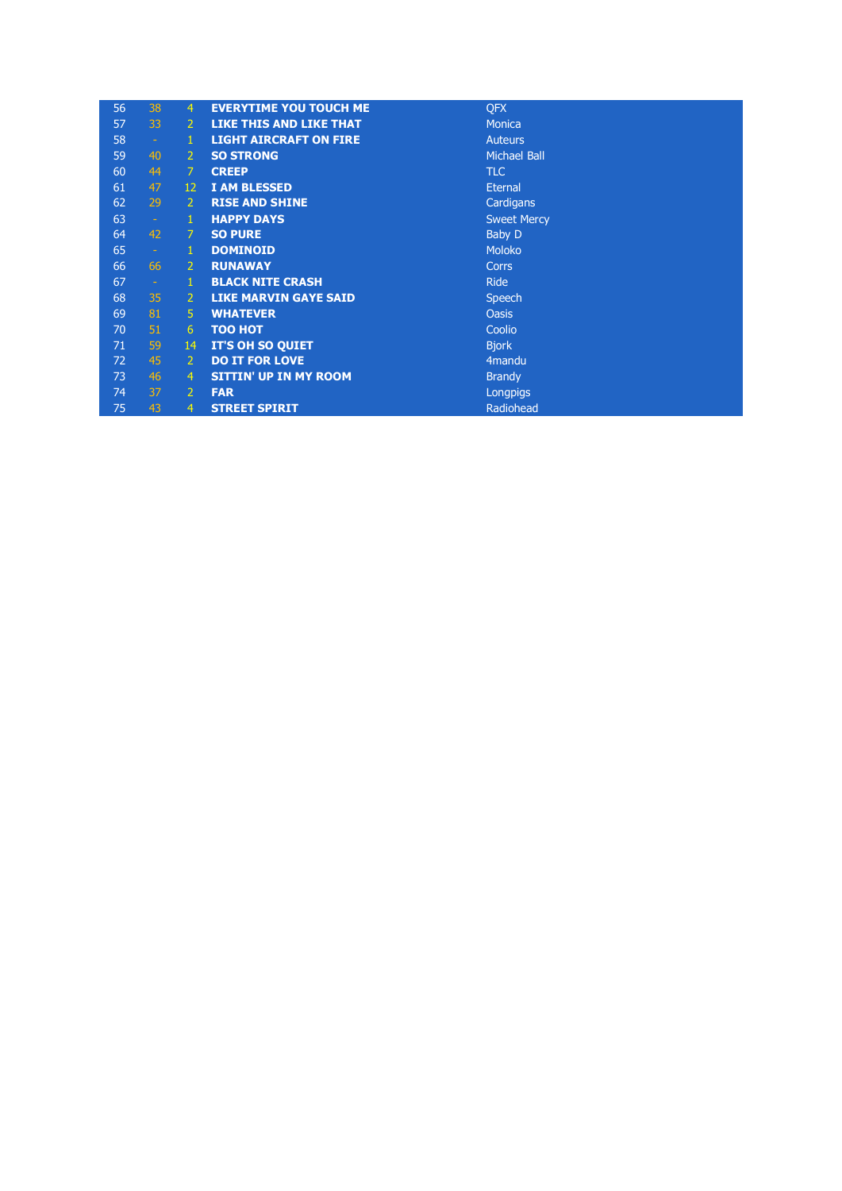| | | | | |
|---|---|---|---|---|
| 56 | 38 | 4 | **EVERYTIME YOU TOUCH ME** | QFX |
| 57 | 33 | 2 | **LIKE THIS AND LIKE THAT** | Monica |
| 58 | - | 1 | **LIGHT AIRCRAFT ON FIRE** | Auteurs |
| 59 | 40 | 2 | **SO STRONG** | Michael Ball |
| 60 | 44 | 7 | **CREEP** | TLC |
| 61 | 47 | 12 | **I AM BLESSED** | Eternal |
| 62 | 29 | 2 | **RISE AND SHINE** | Cardigans |
| 63 | - | 1 | **HAPPY DAYS** | Sweet Mercy |
| 64 | 42 | 7 | **SO PURE** | Baby D |
| 65 | - | 1 | **DOMINOID** | Moloko |
| 66 | 66 | 2 | **RUNAWAY** | Corrs |
| 67 | - | 1 | **BLACK NITE CRASH** | Ride |
| 68 | 35 | 2 | **LIKE MARVIN GAYE SAID** | Speech |
| 69 | 81 | 5 | **WHATEVER** | Oasis |
| 70 | 51 | 6 | **TOO HOT** | Coolio |
| 71 | 59 | 14 | **IT'S OH SO QUIET** | Bjork |
| 72 | 45 | 2 | **DO IT FOR LOVE** | 4mandu |
| 73 | 46 | 4 | **SITTIN' UP IN MY ROOM** | Brandy |
| 74 | 37 | 2 | **FAR** | Longpigs |
| 75 | 43 | 4 | **STREET SPIRIT** | Radiohead |